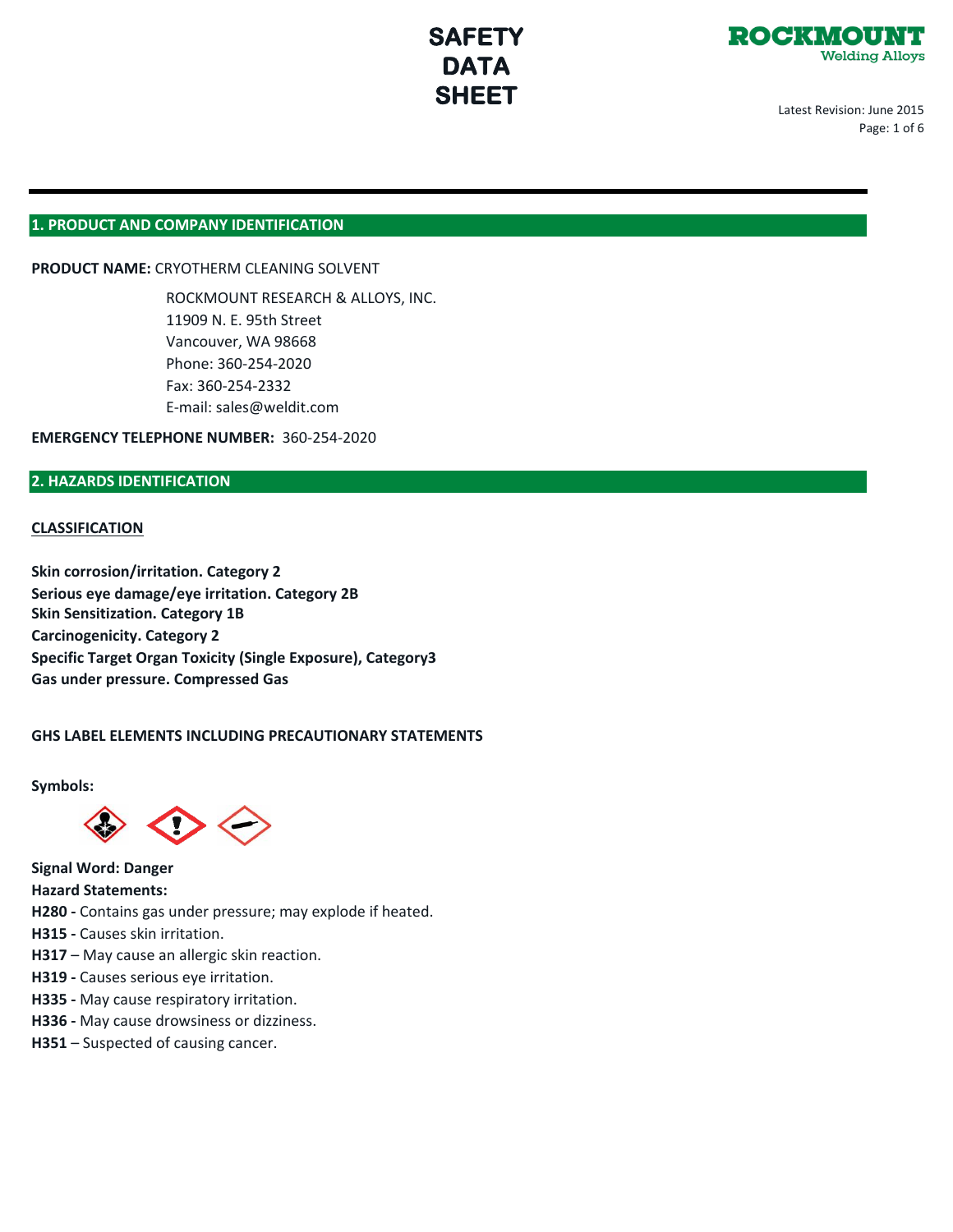# SAFETY DATA SHEET

**ROCKMOUNT**
Welding Alloys

Latest Revision: June 2015

## 1. PRODUCT AND COMPANY IDENTIFICATION

**PRODUCT NAME:** CRYOTHERM CLEANING SOLVENT

ROCKMOUNT RESEARCH & ALLOYS, INC.
11909 N. E. 95th Street
Vancouver, WA 98668
Phone: 360-254-2020
Fax: 360-254-2332
E-mail: sales@weldit.com

**EMERGENCY TELEPHONE NUMBER:** 360-254-2020

## 2. HAZARDS IDENTIFICATION

### CLASSIFICATION

**Skin corrosion/irritation. Category 2**
**Serious eye damage/eye irritation. Category 2B**
**Skin Sensitization. Category 1B**
**Carcinogenicity. Category 2**
**Specific Target Organ Toxicity (Single Exposure), Category3**
**Gas under pressure. Compressed Gas**

### GHS LABEL ELEMENTS INCLUDING PRECAUTIONARY STATEMENTS

**Symbols:**

**Signal Word: Danger**
**Hazard Statements:**
**H280 -** Contains gas under pressure; may explode if heated.
**H315 -** Causes skin irritation.
**H317** – May cause an allergic skin reaction.
**H319 -** Causes serious eye irritation.
**H335 -** May cause respiratory irritation.
**H336 -** May cause drowsiness or dizziness.
**H351** – Suspected of causing cancer.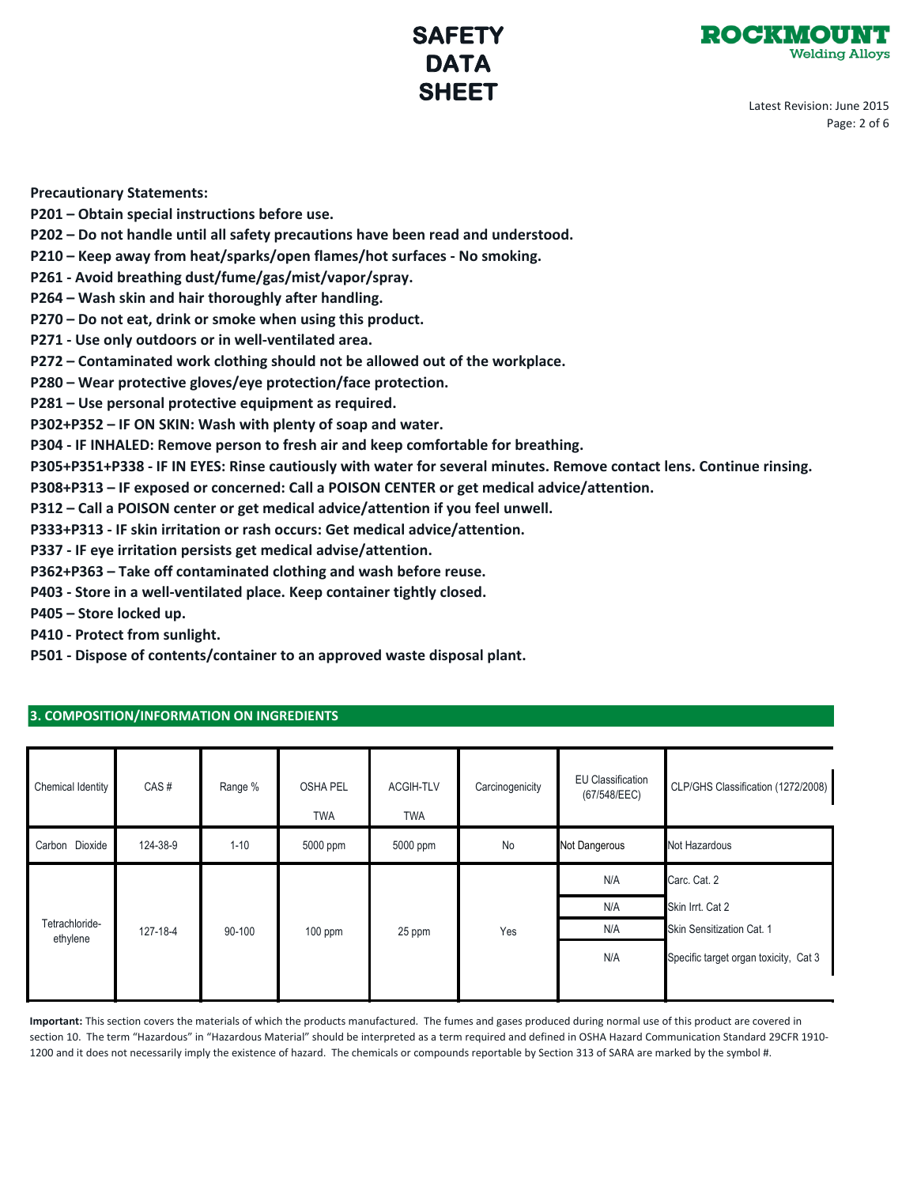**Precautionary Statements:**

**P201 – Obtain special instructions before use.**
**P202 – Do not handle until all safety precautions have been read and understood.**
**P210 – Keep away from heat/sparks/open flames/hot surfaces - No smoking.**
**P261 - Avoid breathing dust/fume/gas/mist/vapor/spray.**
**P264 – Wash skin and hair thoroughly after handling.**
**P270 – Do not eat, drink or smoke when using this product.**
**P271 - Use only outdoors or in well-ventilated area.**
**P272 – Contaminated work clothing should not be allowed out of the workplace.**
**P280 – Wear protective gloves/eye protection/face protection.**
**P281 – Use personal protective equipment as required.**
**P302+P352 – IF ON SKIN: Wash with plenty of soap and water.**
**P304 - IF INHALED: Remove person to fresh air and keep comfortable for breathing.**
**P305+P351+P338 - IF IN EYES: Rinse cautiously with water for several minutes. Remove contact lens. Continue rinsing.**
**P308+P313 – IF exposed or concerned: Call a POISON CENTER or get medical advice/attention.**
**P312 – Call a POISON center or get medical advice/attention if you feel unwell.**
**P333+P313 - IF skin irritation or rash occurs: Get medical advice/attention.**
**P337 - IF eye irritation persists get medical advise/attention.**
**P362+P363 – Take off contaminated clothing and wash before reuse.**
**P403 - Store in a well-ventilated place. Keep container tightly closed.**
**P405 – Store locked up.**
**P410 - Protect from sunlight.**
**P501 - Dispose of contents/container to an approved waste disposal plant.**

## 3. COMPOSITION/INFORMATION ON INGREDIENTS

| Chemical Identity | CAS # | Range % | OSHA PEL TWA | ACGIH-TLV TWA | Carcinogenicity | EU Classification (67/548/EEC) | CLP/GHS Classification (1272/2008) |
|---|---|---|---|---|---|---|---|
| Carbon Dioxide | 124-38-9 | 1-10 | 5000 ppm | 5000 ppm | No | Not Dangerous | Not Hazardous |
| Tetrachloride-ethylene | 127-18-4 | 90-100 | 100 ppm | 25 ppm | Yes | N/A | Carc. Cat. 2 |
| | | | | | | N/A | Skin Irrt. Cat 2 |
| | | | | | | N/A | Skin Sensitization Cat. 1 |
| | | | | | | N/A | Specific target organ toxicity, Cat 3 |

**Important:** This section covers the materials of which the products manufactured. The fumes and gases produced during normal use of this product are covered in section 10. The term "Hazardous" in "Hazardous Material" should be interpreted as a term required and defined in OSHA Hazard Communication Standard 29CFR 1910-1200 and it does not necessarily imply the existence of hazard. The chemicals or compounds reportable by Section 313 of SARA are marked by the symbol #.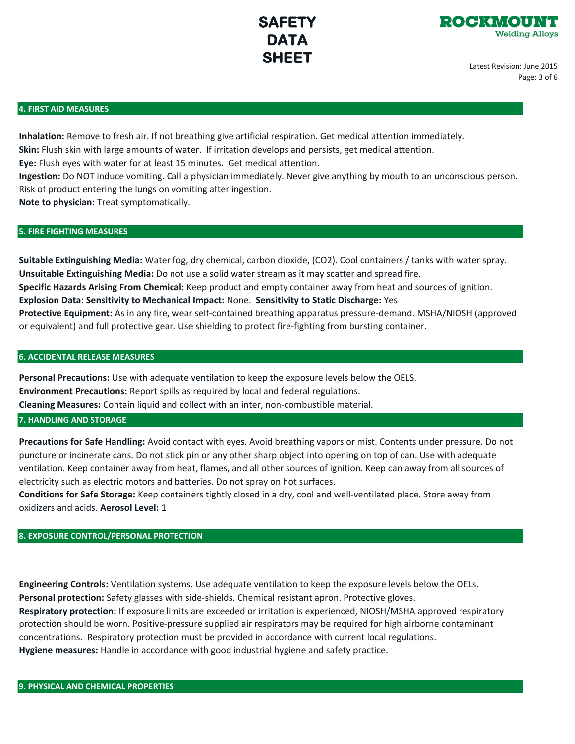## 4. FIRST AID MEASURES

**Inhalation:** Remove to fresh air. If not breathing give artificial respiration. Get medical attention immediately.
**Skin:** Flush skin with large amounts of water. If irritation develops and persists, get medical attention.
**Eye:** Flush eyes with water for at least 15 minutes. Get medical attention.
**Ingestion:** Do NOT induce vomiting. Call a physician immediately. Never give anything by mouth to an unconscious person. Risk of product entering the lungs on vomiting after ingestion.
**Note to physician:** Treat symptomatically.

## 5. FIRE FIGHTING MEASURES

**Suitable Extinguishing Media:** Water fog, dry chemical, carbon dioxide, ($CO_2$). Cool containers / tanks with water spray.
**Unsuitable Extinguishing Media:** Do not use a solid water stream as it may scatter and spread fire.
**Specific Hazards Arising From Chemical:** Keep product and empty container away from heat and sources of ignition.
**Explosion Data: Sensitivity to Mechanical Impact:** None. **Sensitivity to Static Discharge:** Yes
**Protective Equipment:** As in any fire, wear self-contained breathing apparatus pressure-demand. MSHA/NIOSH (approved or equivalent) and full protective gear. Use shielding to protect fire-fighting from bursting container.

## 6. ACCIDENTAL RELEASE MEASURES

**Personal Precautions:** Use with adequate ventilation to keep the exposure levels below the OELS.
**Environment Precautions:** Report spills as required by local and federal regulations.
**Cleaning Measures:** Contain liquid and collect with an inter, non-combustible material.

## 7. HANDLING AND STORAGE

**Precautions for Safe Handling:** Avoid contact with eyes. Avoid breathing vapors or mist. Contents under pressure. Do not puncture or incinerate cans. Do not stick pin or any other sharp object into opening on top of can. Use with adequate ventilation. Keep container away from heat, flames, and all other sources of ignition. Keep can away from all sources of electricity such as electric motors and batteries. Do not spray on hot surfaces.
**Conditions for Safe Storage:** Keep containers tightly closed in a dry, cool and well-ventilated place. Store away from oxidizers and acids. **Aerosol Level:** 1

## 8. EXPOSURE CONTROL/PERSONAL PROTECTION

**Engineering Controls:** Ventilation systems. Use adequate ventilation to keep the exposure levels below the OELs.
**Personal protection:** Safety glasses with side-shields. Chemical resistant apron. Protective gloves.
**Respiratory protection:** If exposure limits are exceeded or irritation is experienced, NIOSH/MSHA approved respiratory protection should be worn. Positive-pressure supplied air respirators may be required for high airborne contaminant concentrations. Respiratory protection must be provided in accordance with current local regulations.
**Hygiene measures:** Handle in accordance with good industrial hygiene and safety practice.

## 9. PHYSICAL AND CHEMICAL PROPERTIES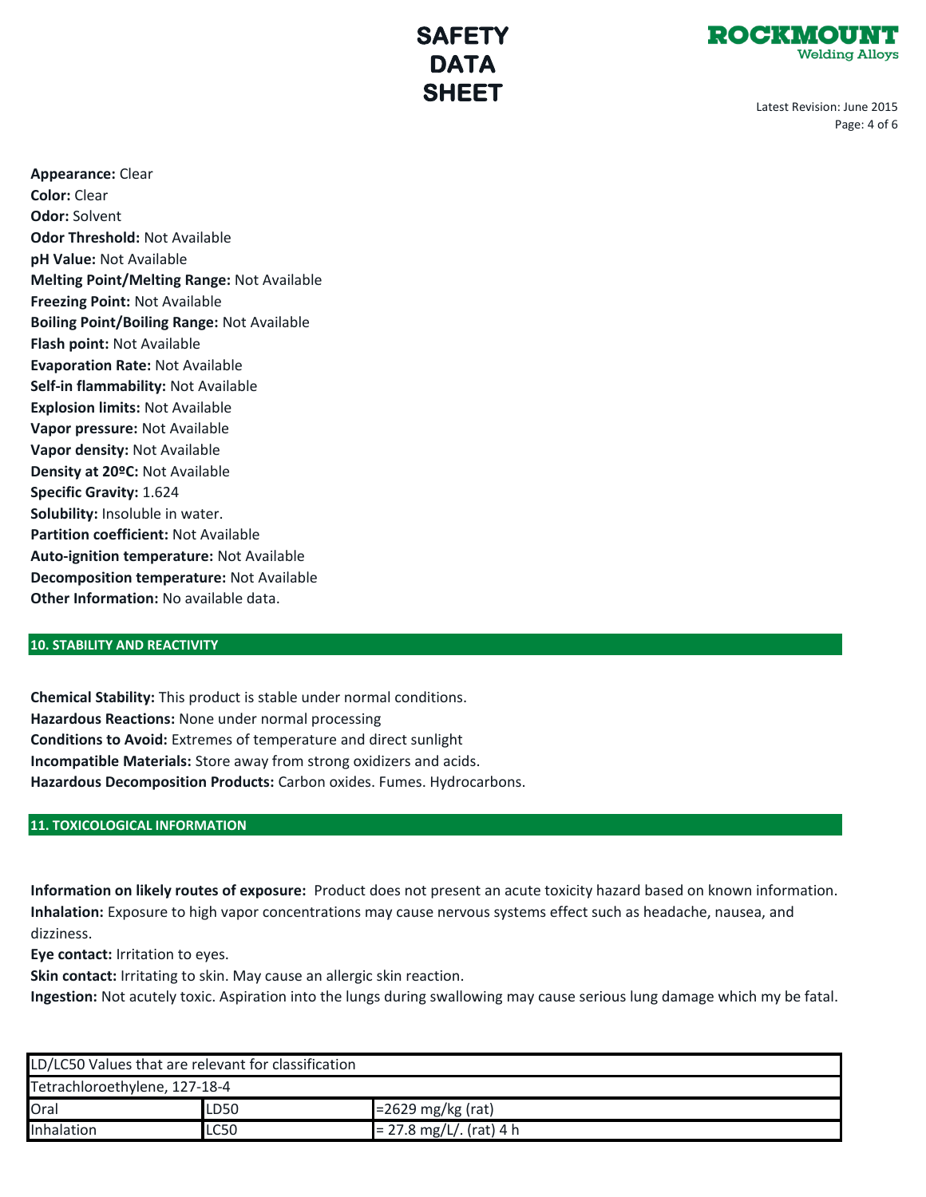**Appearance:** Clear
**Color:** Clear
**Odor:** Solvent
**Odor Threshold:** Not Available
**pH Value:** Not Available
**Melting Point/Melting Range:** Not Available
**Freezing Point:** Not Available
**Boiling Point/Boiling Range:** Not Available
**Flash point:** Not Available
**Evaporation Rate:** Not Available
**Self-in flammability:** Not Available
**Explosion limits:** Not Available
**Vapor pressure:** Not Available
**Vapor density:** Not Available
**Density at 20ºC:** Not Available
**Specific Gravity:** 1.624
**Solubility:** Insoluble in water.
**Partition coefficient:** Not Available
**Auto-ignition temperature:** Not Available
**Decomposition temperature:** Not Available
**Other Information:** No available data.

## 10. STABILITY AND REACTIVITY

**Chemical Stability:** This product is stable under normal conditions.
**Hazardous Reactions:** None under normal processing
**Conditions to Avoid:** Extremes of temperature and direct sunlight
**Incompatible Materials:** Store away from strong oxidizers and acids.
**Hazardous Decomposition Products:** Carbon oxides. Fumes. Hydrocarbons.

## 11. TOXICOLOGICAL INFORMATION

**Information on likely routes of exposure:** Product does not present an acute toxicity hazard based on known information.
**Inhalation:** Exposure to high vapor concentrations may cause nervous systems effect such as headache, nausea, and dizziness.
**Eye contact:** Irritation to eyes.
**Skin contact:** Irritating to skin. May cause an allergic skin reaction.
**Ingestion:** Not acutely toxic. Aspiration into the lungs during swallowing may cause serious lung damage which my be fatal.

| LD/LC50 Values that are relevant for classification | | |
|---|---|---|
| Tetrachloroethylene, 127-18-4 | | |
| Oral | LD50 | =2629 mg/kg (rat) |
| Inhalation | LC50 | = 27.8 mg/L/. (rat) 4 h |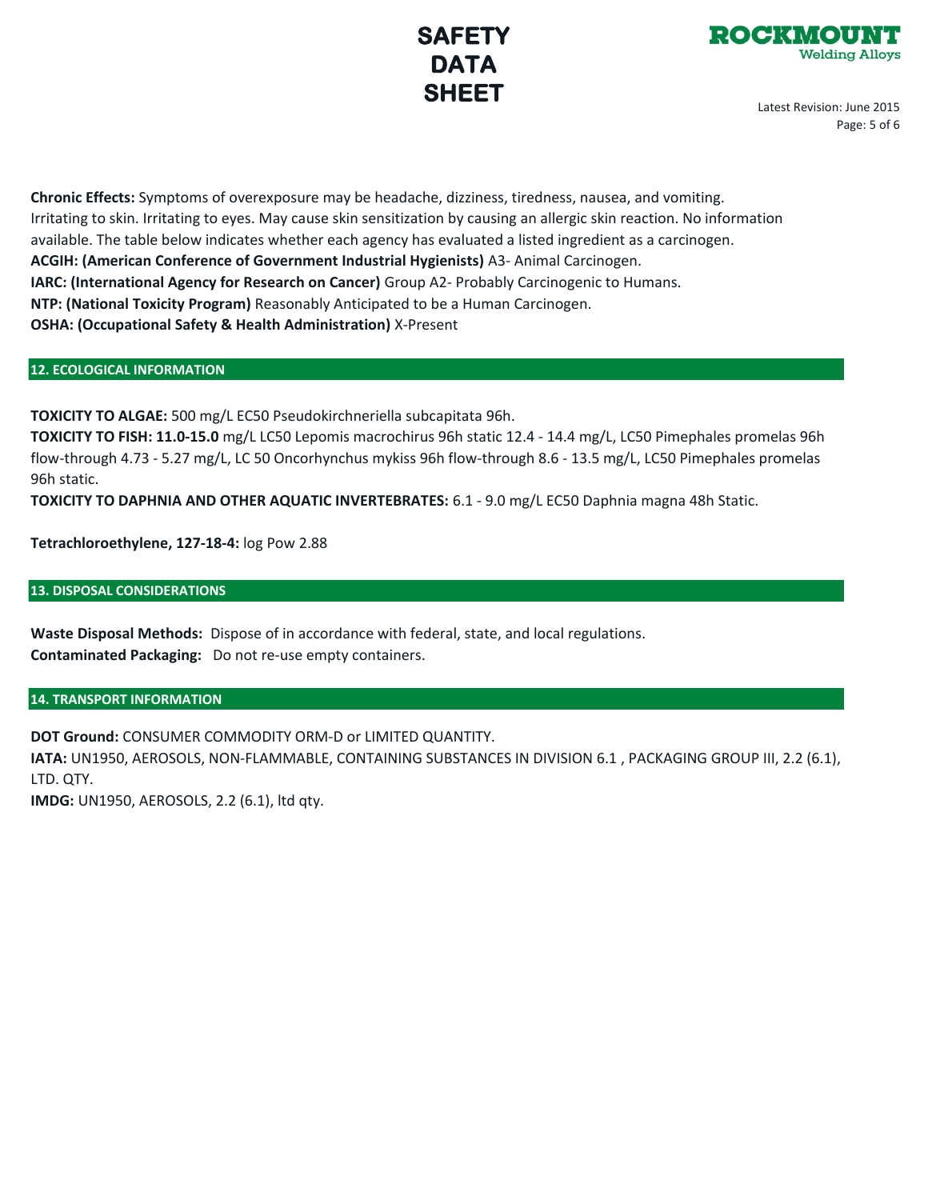**Chronic Effects:** Symptoms of overexposure may be headache, dizziness, tiredness, nausea, and vomiting. Irritating to skin. Irritating to eyes. May cause skin sensitization by causing an allergic skin reaction. No information available. The table below indicates whether each agency has evaluated a listed ingredient as a carcinogen.

**ACGIH: (American Conference of Government Industrial Hygienists)** A3- Animal Carcinogen.

**IARC: (International Agency for Research on Cancer)** Group A2- Probably Carcinogenic to Humans.

**NTP: (National Toxicity Program)** Reasonably Anticipated to be a Human Carcinogen.

**OSHA: (Occupational Safety & Health Administration)** X-Present

## 12. ECOLOGICAL INFORMATION

**TOXICITY TO ALGAE:** 500 mg/L EC50 Pseudokirchneriella subcapitata 96h.

**TOXICITY TO FISH: 11.0-15.0** mg/L LC50 Lepomis macrochirus 96h static 12.4 - 14.4 mg/L, LC50 Pimephales promelas 96h flow-through 4.73 - 5.27 mg/L, LC 50 Oncorhynchus mykiss 96h flow-through 8.6 - 13.5 mg/L, LC50 Pimephales promelas 96h static.

**TOXICITY TO DAPHNIA AND OTHER AQUATIC INVERTEBRATES:** 6.1 - 9.0 mg/L EC50 Daphnia magna 48h Static.

**Tetrachloroethylene, 127-18-4:** log Pow 2.88

## 13. DISPOSAL CONSIDERATIONS

**Waste Disposal Methods:** Dispose of in accordance with federal, state, and local regulations.

**Contaminated Packaging:** Do not re-use empty containers.

## 14. TRANSPORT INFORMATION

**DOT Ground:** CONSUMER COMMODITY ORM-D or LIMITED QUANTITY.

**IATA:** UN1950, AEROSOLS, NON-FLAMMABLE, CONTAINING SUBSTANCES IN DIVISION 6.1 , PACKAGING GROUP III, 2.2 (6.1), LTD. QTY.

**IMDG:** UN1950, AEROSOLS, 2.2 (6.1), ltd qty.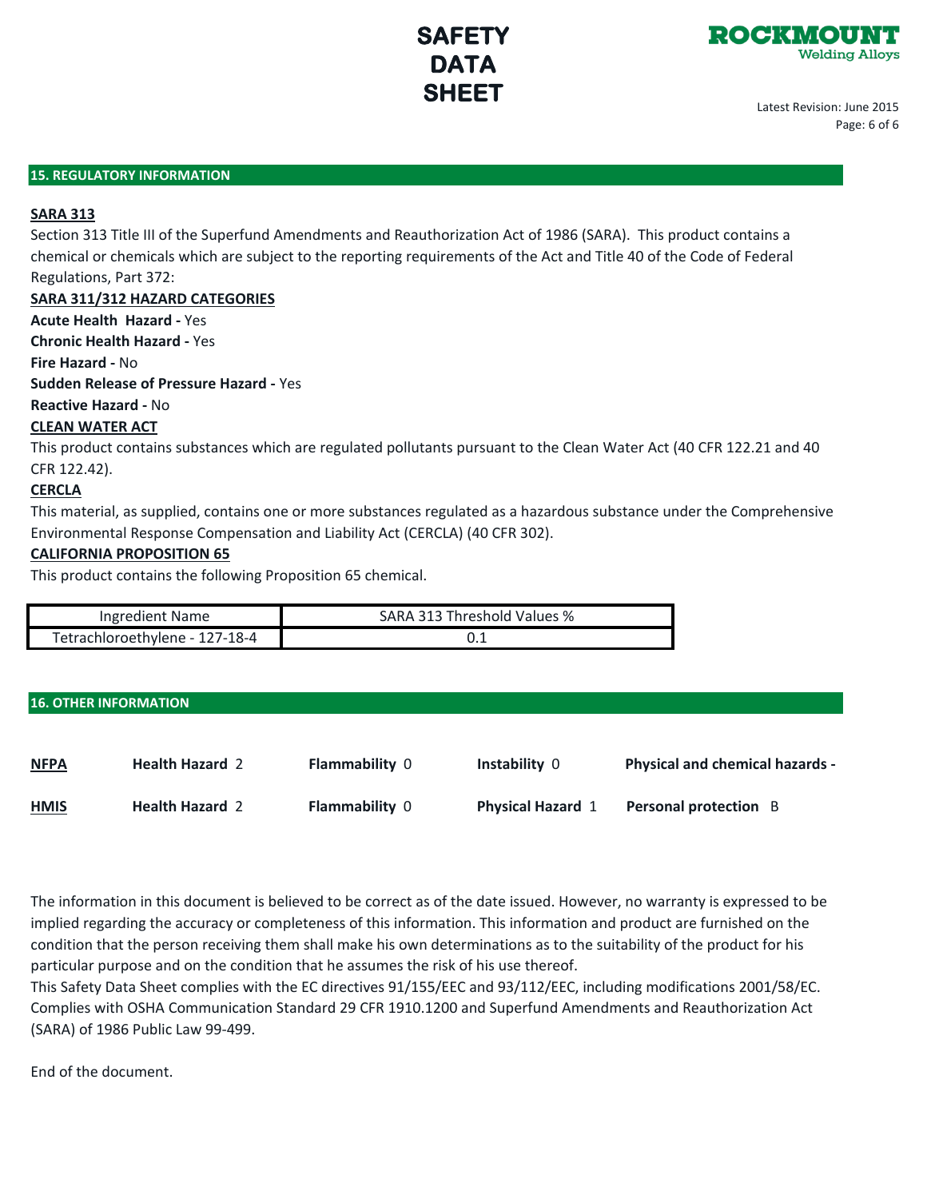## 15. REGULATORY INFORMATION

**SARA 313**

Section 313 Title III of the Superfund Amendments and Reauthorization Act of 1986 (SARA). This product contains a chemical or chemicals which are subject to the reporting requirements of the Act and Title 40 of the Code of Federal Regulations, Part 372:

**SARA 311/312 HAZARD CATEGORIES**

**Acute Health Hazard -** Yes

**Chronic Health Hazard -** Yes

**Fire Hazard -** No

**Sudden Release of Pressure Hazard -** Yes

**Reactive Hazard -** No

**CLEAN WATER ACT**

This product contains substances which are regulated pollutants pursuant to the Clean Water Act (40 CFR 122.21 and 40 CFR 122.42).

**CERCLA**

This material, as supplied, contains one or more substances regulated as a hazardous substance under the Comprehensive Environmental Response Compensation and Liability Act (CERCLA) (40 CFR 302).

**CALIFORNIA PROPOSITION 65**

This product contains the following Proposition 65 chemical.

| Ingredient Name | SARA 313 Threshold Values % |
|---|---|
| Tetrachloroethylene - 127-18-4 | 0.1 |

## 16. OTHER INFORMATION

| | | | | |
|---|---|---|---|---|
| **NFPA** | **Health Hazard** 2 | **Flammability** 0 | **Instability** 0 | **Physical and chemical hazards** - |
| **HMIS** | **Health Hazard** 2 | **Flammability** 0 | **Physical Hazard** 1 | **Personal protection** B |

The information in this document is believed to be correct as of the date issued. However, no warranty is expressed to be implied regarding the accuracy or completeness of this information. This information and product are furnished on the condition that the person receiving them shall make his own determinations as to the suitability of the product for his particular purpose and on the condition that he assumes the risk of his use thereof.

This Safety Data Sheet complies with the EC directives 91/155/EEC and 93/112/EEC, including modifications 2001/58/EC. Complies with OSHA Communication Standard 29 CFR 1910.1200 and Superfund Amendments and Reauthorization Act (SARA) of 1986 Public Law 99-499.

End of the document.